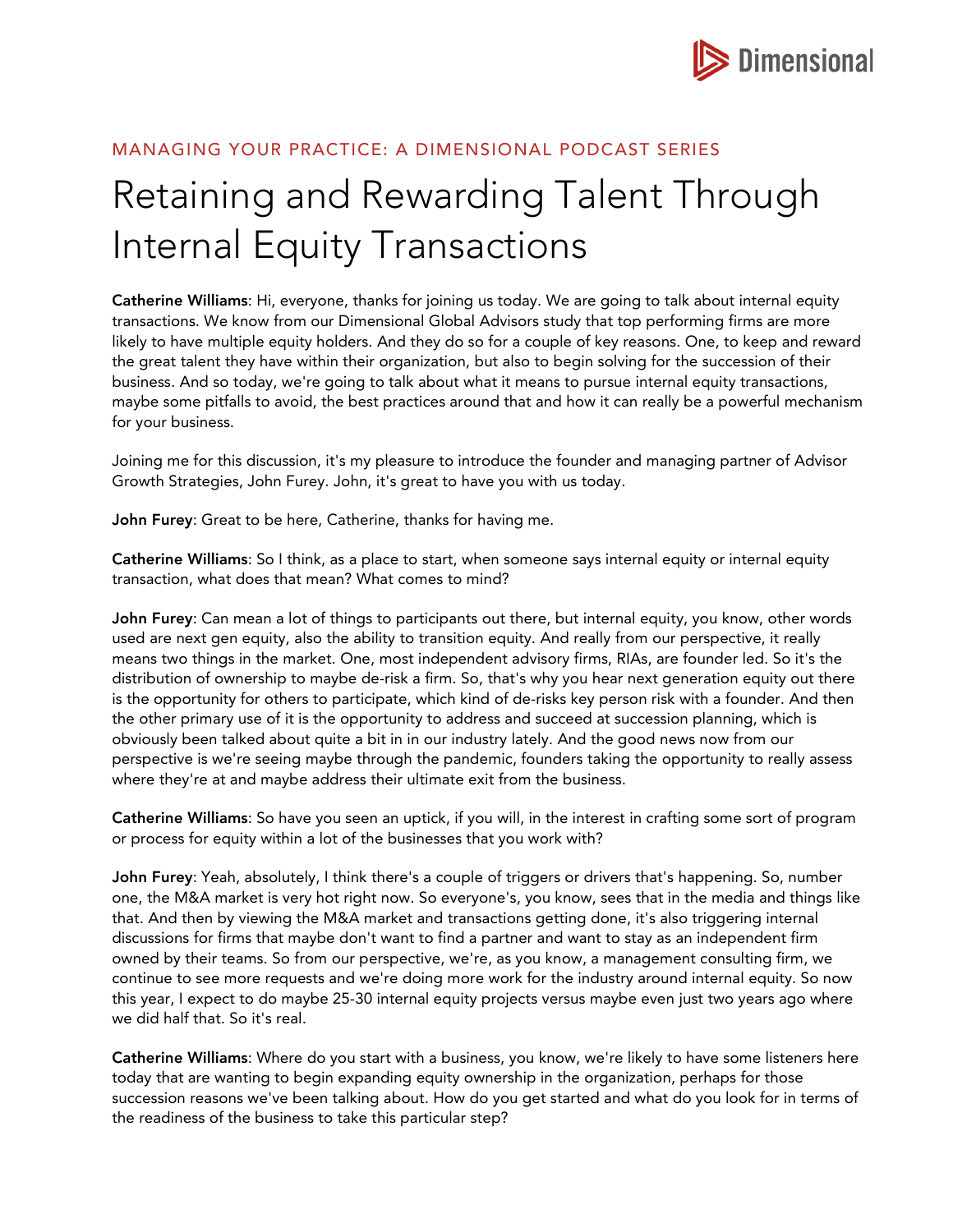MANAGING YOUR PRACTICE: A DIMENSIONAL PODCAST SERIES

# Retaining and Rewarding Talent Through Internal Equity Transactions

**Catherine Williams**: Hi, everyone, thanks for joining us today. We are going to talk about internal equity transactions. We know from our Dimensional Global Advisors study that top performing firms are more likely to have multiple equity holders. And they do so for a couple of key reasons. One, to keep and reward the great talent they have within their organization, but also to begin solving for the succession of their business. And so today, we're going to talk about what it means to pursue internal equity transactions, maybe some pitfalls to avoid, the best practices around that and how it can really be a powerful mechanism for your business.

Joining me for this discussion, it's my pleasure to introduce the founder and managing partner of Advisor Growth Strategies, John Furey. John, it's great to have you with us today.

**John Furey**: Great to be here, Catherine, thanks for having me.

**Catherine Williams**: So I think, as a place to start, when someone says internal equity or internal equity transaction, what does that mean? What comes to mind?

**John Furey**: Can mean a lot of things to participants out there, but internal equity, you know, other words used are next gen equity, also the ability to transition equity. And really from our perspective, it really means two things in the market. One, most independent advisory firms, RIAs, are founder led. So it's the distribution of ownership to maybe de-risk a firm. So, that's why you hear next generation equity out there is the opportunity for others to participate, which kind of de-risks key person risk with a founder. And then the other primary use of it is the opportunity to address and succeed at succession planning, which is obviously been talked about quite a bit in in our industry lately. And the good news now from our perspective is we're seeing maybe through the pandemic, founders taking the opportunity to really assess where they're at and maybe address their ultimate exit from the business.

**Catherine Williams**: So have you seen an uptick, if you will, in the interest in crafting some sort of program or process for equity within a lot of the businesses that you work with?

**John Furey**: Yeah, absolutely, I think there's a couple of triggers or drivers that's happening. So, number one, the M&A market is very hot right now. So everyone's, you know, sees that in the media and things like that. And then by viewing the M&A market and transactions getting done, it's also triggering internal discussions for firms that maybe don't want to find a partner and want to stay as an independent firm owned by their teams. So from our perspective, we're, as you know, a management consulting firm, we continue to see more requests and we're doing more work for the industry around internal equity. So now this year, I expect to do maybe 25-30 internal equity projects versus maybe even just two years ago where we did half that. So it's real.

**Catherine Williams**: Where do you start with a business, you know, we're likely to have some listeners here today that are wanting to begin expanding equity ownership in the organization, perhaps for those succession reasons we've been talking about. How do you get started and what do you look for in terms of the readiness of the business to take this particular step?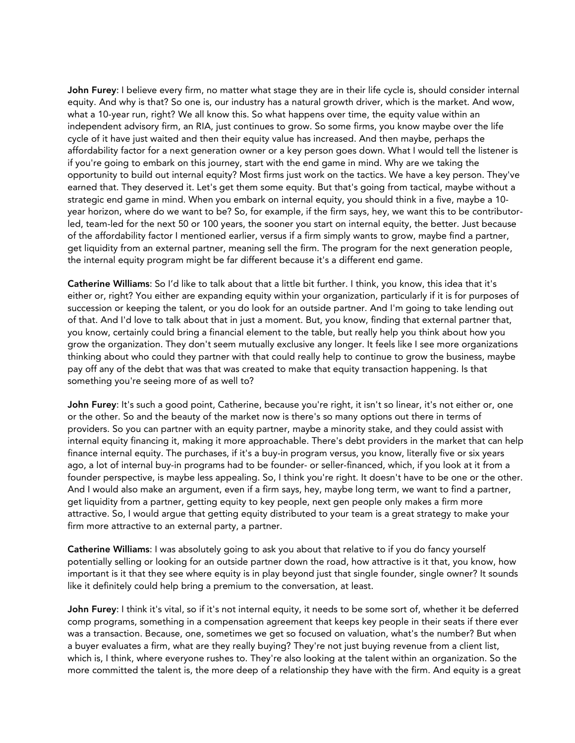**John Furey**: I believe every firm, no matter what stage they are in their life cycle is, should consider internal equity. And why is that? So one is, our industry has a natural growth driver, which is the market. And wow, what a 10-year run, right? We all know this. So what happens over time, the equity value within an independent advisory firm, an RIA, just continues to grow. So some firms, you know maybe over the life cycle of it have just waited and then their equity value has increased. And then maybe, perhaps the affordability factor for a next generation owner or a key person goes down. What I would tell the listener is if you're going to embark on this journey, start with the end game in mind. Why are we taking the opportunity to build out internal equity? Most firms just work on the tactics. We have a key person. They've earned that. They deserved it. Let's get them some equity. But that's going from tactical, maybe without a strategic end game in mind. When you embark on internal equity, you should think in a five, maybe a 10-year horizon, where do we want to be? So, for example, if the firm says, hey, we want this to be contributor-led, team-led for the next 50 or 100 years, the sooner you start on internal equity, the better. Just because of the affordability factor I mentioned earlier, versus if a firm simply wants to grow, maybe find a partner, get liquidity from an external partner, meaning sell the firm. The program for the next generation people, the internal equity program might be far different because it's a different end game.

**Catherine Williams**: So I'd like to talk about that a little bit further. I think, you know, this idea that it's either or, right? You either are expanding equity within your organization, particularly if it is for purposes of succession or keeping the talent, or you do look for an outside partner. And I'm going to take lending out of that. And I'd love to talk about that in just a moment. But, you know, finding that external partner that, you know, certainly could bring a financial element to the table, but really help you think about how you grow the organization. They don't seem mutually exclusive any longer. It feels like I see more organizations thinking about who could they partner with that could really help to continue to grow the business, maybe pay off any of the debt that was that was created to make that equity transaction happening. Is that something you're seeing more of as well to?

**John Furey**: It's such a good point, Catherine, because you're right, it isn't so linear, it's not either or, one or the other. So and the beauty of the market now is there's so many options out there in terms of providers. So you can partner with an equity partner, maybe a minority stake, and they could assist with internal equity financing it, making it more approachable. There's debt providers in the market that can help finance internal equity. The purchases, if it's a buy-in program versus, you know, literally five or six years ago, a lot of internal buy-in programs had to be founder- or seller-financed, which, if you look at it from a founder perspective, is maybe less appealing. So, I think you're right. It doesn't have to be one or the other. And I would also make an argument, even if a firm says, hey, maybe long term, we want to find a partner, get liquidity from a partner, getting equity to key people, next gen people only makes a firm more attractive. So, I would argue that getting equity distributed to your team is a great strategy to make your firm more attractive to an external party, a partner.

**Catherine Williams**: I was absolutely going to ask you about that relative to if you do fancy yourself potentially selling or looking for an outside partner down the road, how attractive is it that, you know, how important is it that they see where equity is in play beyond just that single founder, single owner? It sounds like it definitely could help bring a premium to the conversation, at least.

**John Furey**: I think it's vital, so if it's not internal equity, it needs to be some sort of, whether it be deferred comp programs, something in a compensation agreement that keeps key people in their seats if there ever was a transaction. Because, one, sometimes we get so focused on valuation, what's the number? But when a buyer evaluates a firm, what are they really buying? They're not just buying revenue from a client list, which is, I think, where everyone rushes to. They're also looking at the talent within an organization. So the more committed the talent is, the more deep of a relationship they have with the firm. And equity is a great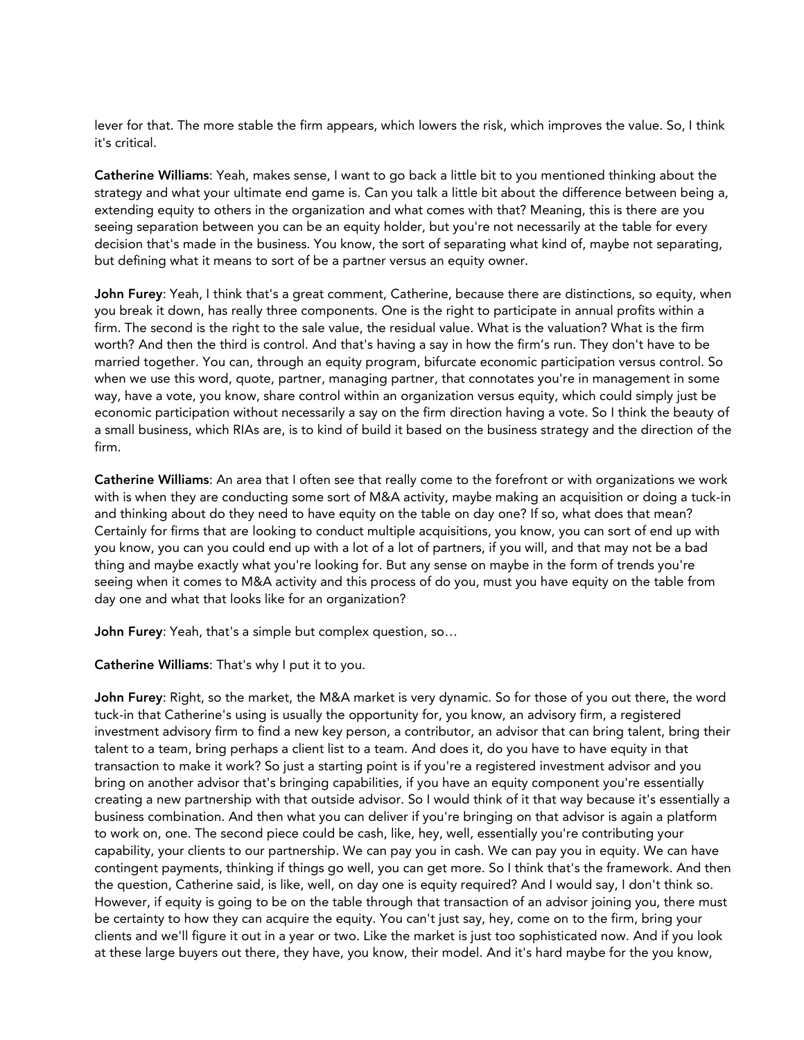lever for that. The more stable the firm appears, which lowers the risk, which improves the value. So, I think it's critical.

**Catherine Williams**: Yeah, makes sense, I want to go back a little bit to you mentioned thinking about the strategy and what your ultimate end game is. Can you talk a little bit about the difference between being a, extending equity to others in the organization and what comes with that? Meaning, this is there are you seeing separation between you can be an equity holder, but you're not necessarily at the table for every decision that's made in the business. You know, the sort of separating what kind of, maybe not separating, but defining what it means to sort of be a partner versus an equity owner.

**John Furey**: Yeah, I think that's a great comment, Catherine, because there are distinctions, so equity, when you break it down, has really three components. One is the right to participate in annual profits within a firm. The second is the right to the sale value, the residual value. What is the valuation? What is the firm worth? And then the third is control. And that's having a say in how the firm's run. They don't have to be married together. You can, through an equity program, bifurcate economic participation versus control. So when we use this word, quote, partner, managing partner, that connotates you're in management in some way, have a vote, you know, share control within an organization versus equity, which could simply just be economic participation without necessarily a say on the firm direction having a vote. So I think the beauty of a small business, which RIAs are, is to kind of build it based on the business strategy and the direction of the firm.

**Catherine Williams**: An area that I often see that really come to the forefront or with organizations we work with is when they are conducting some sort of M&A activity, maybe making an acquisition or doing a tuck-in and thinking about do they need to have equity on the table on day one? If so, what does that mean? Certainly for firms that are looking to conduct multiple acquisitions, you know, you can sort of end up with you know, you can you could end up with a lot of a lot of partners, if you will, and that may not be a bad thing and maybe exactly what you're looking for. But any sense on maybe in the form of trends you're seeing when it comes to M&A activity and this process of do you, must you have equity on the table from day one and what that looks like for an organization?

**John Furey**: Yeah, that's a simple but complex question, so…

**Catherine Williams**: That's why I put it to you.

**John Furey**: Right, so the market, the M&A market is very dynamic. So for those of you out there, the word tuck-in that Catherine's using is usually the opportunity for, you know, an advisory firm, a registered investment advisory firm to find a new key person, a contributor, an advisor that can bring talent, bring their talent to a team, bring perhaps a client list to a team. And does it, do you have to have equity in that transaction to make it work? So just a starting point is if you're a registered investment advisor and you bring on another advisor that's bringing capabilities, if you have an equity component you're essentially creating a new partnership with that outside advisor. So I would think of it that way because it's essentially a business combination. And then what you can deliver if you're bringing on that advisor is again a platform to work on, one. The second piece could be cash, like, hey, well, essentially you're contributing your capability, your clients to our partnership. We can pay you in cash. We can pay you in equity. We can have contingent payments, thinking if things go well, you can get more. So I think that's the framework. And then the question, Catherine said, is like, well, on day one is equity required? And I would say, I don't think so. However, if equity is going to be on the table through that transaction of an advisor joining you, there must be certainty to how they can acquire the equity. You can't just say, hey, come on to the firm, bring your clients and we'll figure it out in a year or two. Like the market is just too sophisticated now. And if you look at these large buyers out there, they have, you know, their model. And it's hard maybe for the you know,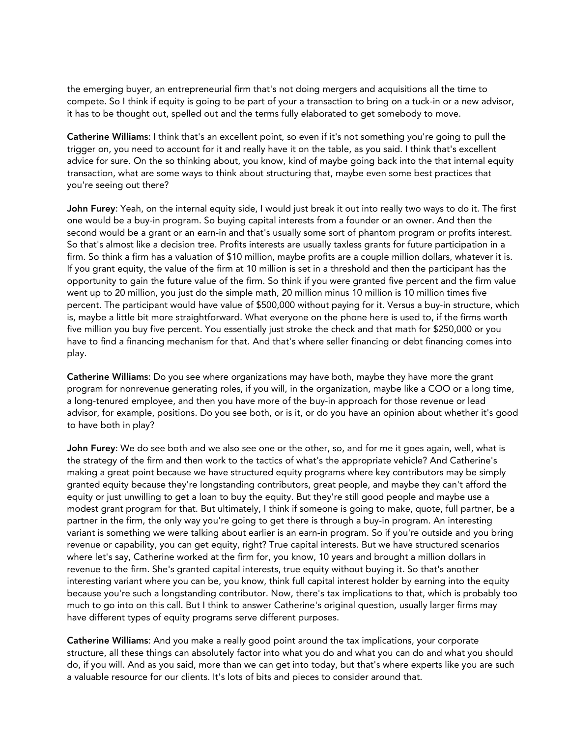the emerging buyer, an entrepreneurial firm that's not doing mergers and acquisitions all the time to compete. So I think if equity is going to be part of your a transaction to bring on a tuck-in or a new advisor, it has to be thought out, spelled out and the terms fully elaborated to get somebody to move.

**Catherine Williams**: I think that's an excellent point, so even if it's not something you're going to pull the trigger on, you need to account for it and really have it on the table, as you said. I think that's excellent advice for sure. On the so thinking about, you know, kind of maybe going back into the that internal equity transaction, what are some ways to think about structuring that, maybe even some best practices that you're seeing out there?

**John Furey**: Yeah, on the internal equity side, I would just break it out into really two ways to do it. The first one would be a buy-in program. So buying capital interests from a founder or an owner. And then the second would be a grant or an earn-in and that's usually some sort of phantom program or profits interest. So that's almost like a decision tree. Profits interests are usually taxless grants for future participation in a firm. So think a firm has a valuation of $10 million, maybe profits are a couple million dollars, whatever it is. If you grant equity, the value of the firm at 10 million is set in a threshold and then the participant has the opportunity to gain the future value of the firm. So think if you were granted five percent and the firm value went up to 20 million, you just do the simple math, 20 million minus 10 million is 10 million times five percent. The participant would have value of $500,000 without paying for it. Versus a buy-in structure, which is, maybe a little bit more straightforward. What everyone on the phone here is used to, if the firms worth five million you buy five percent. You essentially just stroke the check and that math for $250,000 or you have to find a financing mechanism for that. And that's where seller financing or debt financing comes into play.

**Catherine Williams**: Do you see where organizations may have both, maybe they have more the grant program for nonrevenue generating roles, if you will, in the organization, maybe like a COO or a long time, a long-tenured employee, and then you have more of the buy-in approach for those revenue or lead advisor, for example, positions. Do you see both, or is it, or do you have an opinion about whether it's good to have both in play?

**John Furey**: We do see both and we also see one or the other, so, and for me it goes again, well, what is the strategy of the firm and then work to the tactics of what's the appropriate vehicle? And Catherine's making a great point because we have structured equity programs where key contributors may be simply granted equity because they're longstanding contributors, great people, and maybe they can't afford the equity or just unwilling to get a loan to buy the equity. But they're still good people and maybe use a modest grant program for that. But ultimately, I think if someone is going to make, quote, full partner, be a partner in the firm, the only way you're going to get there is through a buy-in program. An interesting variant is something we were talking about earlier is an earn-in program. So if you're outside and you bring revenue or capability, you can get equity, right? True capital interests. But we have structured scenarios where let's say, Catherine worked at the firm for, you know, 10 years and brought a million dollars in revenue to the firm. She's granted capital interests, true equity without buying it. So that's another interesting variant where you can be, you know, think full capital interest holder by earning into the equity because you're such a longstanding contributor. Now, there's tax implications to that, which is probably too much to go into on this call. But I think to answer Catherine's original question, usually larger firms may have different types of equity programs serve different purposes.

**Catherine Williams**: And you make a really good point around the tax implications, your corporate structure, all these things can absolutely factor into what you do and what you can do and what you should do, if you will. And as you said, more than we can get into today, but that's where experts like you are such a valuable resource for our clients. It's lots of bits and pieces to consider around that.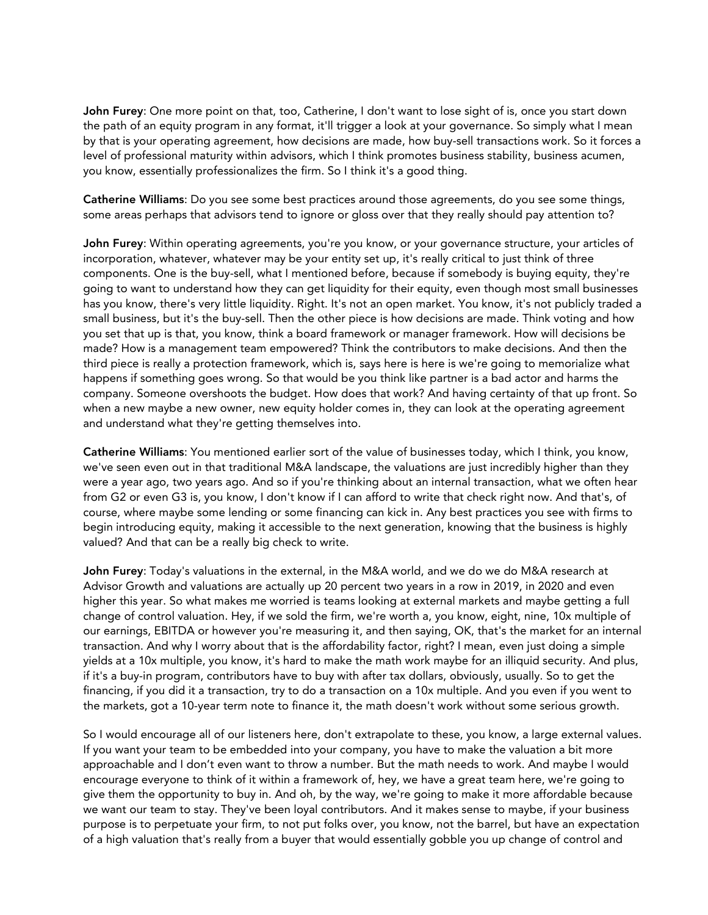**John Furey**: One more point on that, too, Catherine, I don't want to lose sight of is, once you start down the path of an equity program in any format, it'll trigger a look at your governance. So simply what I mean by that is your operating agreement, how decisions are made, how buy-sell transactions work. So it forces a level of professional maturity within advisors, which I think promotes business stability, business acumen, you know, essentially professionalizes the firm. So I think it's a good thing.

**Catherine Williams**: Do you see some best practices around those agreements, do you see some things, some areas perhaps that advisors tend to ignore or gloss over that they really should pay attention to?

**John Furey**: Within operating agreements, you're you know, or your governance structure, your articles of incorporation, whatever, whatever may be your entity set up, it's really critical to just think of three components. One is the buy-sell, what I mentioned before, because if somebody is buying equity, they're going to want to understand how they can get liquidity for their equity, even though most small businesses has you know, there's very little liquidity. Right. It's not an open market. You know, it's not publicly traded a small business, but it's the buy-sell. Then the other piece is how decisions are made. Think voting and how you set that up is that, you know, think a board framework or manager framework. How will decisions be made? How is a management team empowered? Think the contributors to make decisions. And then the third piece is really a protection framework, which is, says here is here is we're going to memorialize what happens if something goes wrong. So that would be you think like partner is a bad actor and harms the company. Someone overshoots the budget. How does that work? And having certainty of that up front. So when a new maybe a new owner, new equity holder comes in, they can look at the operating agreement and understand what they're getting themselves into.

**Catherine Williams**: You mentioned earlier sort of the value of businesses today, which I think, you know, we've seen even out in that traditional M&A landscape, the valuations are just incredibly higher than they were a year ago, two years ago. And so if you're thinking about an internal transaction, what we often hear from G2 or even G3 is, you know, I don't know if I can afford to write that check right now. And that's, of course, where maybe some lending or some financing can kick in. Any best practices you see with firms to begin introducing equity, making it accessible to the next generation, knowing that the business is highly valued? And that can be a really big check to write.

**John Furey**: Today's valuations in the external, in the M&A world, and we do we do M&A research at Advisor Growth and valuations are actually up 20 percent two years in a row in 2019, in 2020 and even higher this year. So what makes me worried is teams looking at external markets and maybe getting a full change of control valuation. Hey, if we sold the firm, we're worth a, you know, eight, nine, 10x multiple of our earnings, EBITDA or however you're measuring it, and then saying, OK, that's the market for an internal transaction. And why I worry about that is the affordability factor, right? I mean, even just doing a simple yields at a 10x multiple, you know, it's hard to make the math work maybe for an illiquid security. And plus, if it's a buy-in program, contributors have to buy with after tax dollars, obviously, usually. So to get the financing, if you did it a transaction, try to do a transaction on a 10x multiple. And you even if you went to the markets, got a 10-year term note to finance it, the math doesn't work without some serious growth.

So I would encourage all of our listeners here, don't extrapolate to these, you know, a large external values. If you want your team to be embedded into your company, you have to make the valuation a bit more approachable and I don't even want to throw a number. But the math needs to work. And maybe I would encourage everyone to think of it within a framework of, hey, we have a great team here, we're going to give them the opportunity to buy in. And oh, by the way, we're going to make it more affordable because we want our team to stay. They've been loyal contributors. And it makes sense to maybe, if your business purpose is to perpetuate your firm, to not put folks over, you know, not the barrel, but have an expectation of a high valuation that's really from a buyer that would essentially gobble you up change of control and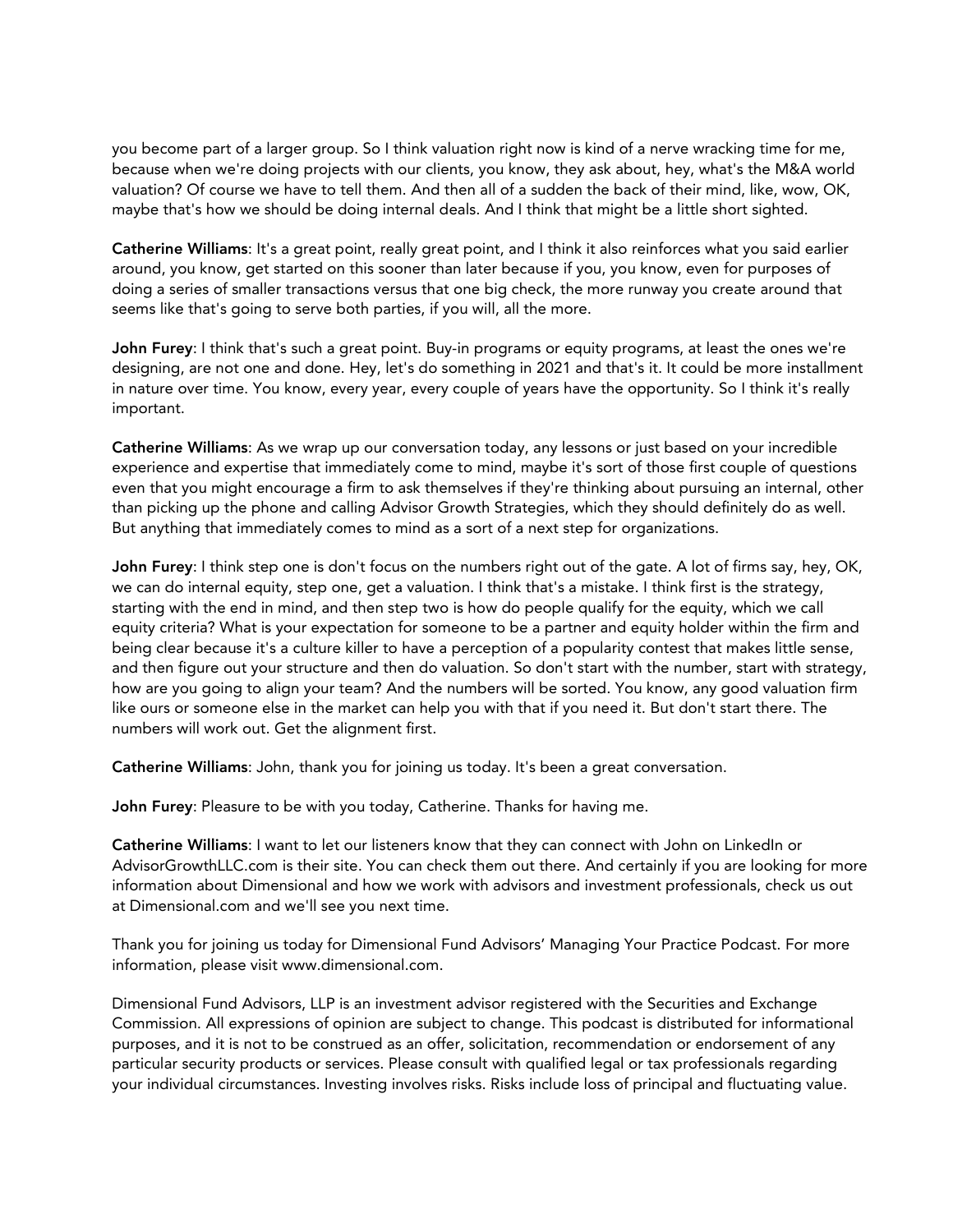you become part of a larger group. So I think valuation right now is kind of a nerve wracking time for me, because when we're doing projects with our clients, you know, they ask about, hey, what's the M&A world valuation? Of course we have to tell them. And then all of a sudden the back of their mind, like, wow, OK, maybe that's how we should be doing internal deals. And I think that might be a little short sighted.

**Catherine Williams**: It's a great point, really great point, and I think it also reinforces what you said earlier around, you know, get started on this sooner than later because if you, you know, even for purposes of doing a series of smaller transactions versus that one big check, the more runway you create around that seems like that's going to serve both parties, if you will, all the more.

**John Furey**: I think that's such a great point. Buy-in programs or equity programs, at least the ones we're designing, are not one and done. Hey, let's do something in 2021 and that's it. It could be more installment in nature over time. You know, every year, every couple of years have the opportunity. So I think it's really important.

**Catherine Williams**: As we wrap up our conversation today, any lessons or just based on your incredible experience and expertise that immediately come to mind, maybe it's sort of those first couple of questions even that you might encourage a firm to ask themselves if they're thinking about pursuing an internal, other than picking up the phone and calling Advisor Growth Strategies, which they should definitely do as well. But anything that immediately comes to mind as a sort of a next step for organizations.

**John Furey**: I think step one is don't focus on the numbers right out of the gate. A lot of firms say, hey, OK, we can do internal equity, step one, get a valuation. I think that's a mistake. I think first is the strategy, starting with the end in mind, and then step two is how do people qualify for the equity, which we call equity criteria? What is your expectation for someone to be a partner and equity holder within the firm and being clear because it's a culture killer to have a perception of a popularity contest that makes little sense, and then figure out your structure and then do valuation. So don't start with the number, start with strategy, how are you going to align your team? And the numbers will be sorted. You know, any good valuation firm like ours or someone else in the market can help you with that if you need it. But don't start there. The numbers will work out. Get the alignment first.

**Catherine Williams**: John, thank you for joining us today. It's been a great conversation.

**John Furey**: Pleasure to be with you today, Catherine. Thanks for having me.

**Catherine Williams**: I want to let our listeners know that they can connect with John on LinkedIn or AdvisorGrowthLLC.com is their site. You can check them out there. And certainly if you are looking for more information about Dimensional and how we work with advisors and investment professionals, check us out at Dimensional.com and we'll see you next time.

Thank you for joining us today for Dimensional Fund Advisors' Managing Your Practice Podcast. For more information, please visit www.dimensional.com.

Dimensional Fund Advisors, LLP is an investment advisor registered with the Securities and Exchange Commission. All expressions of opinion are subject to change. This podcast is distributed for informational purposes, and it is not to be construed as an offer, solicitation, recommendation or endorsement of any particular security products or services. Please consult with qualified legal or tax professionals regarding your individual circumstances. Investing involves risks. Risks include loss of principal and fluctuating value.